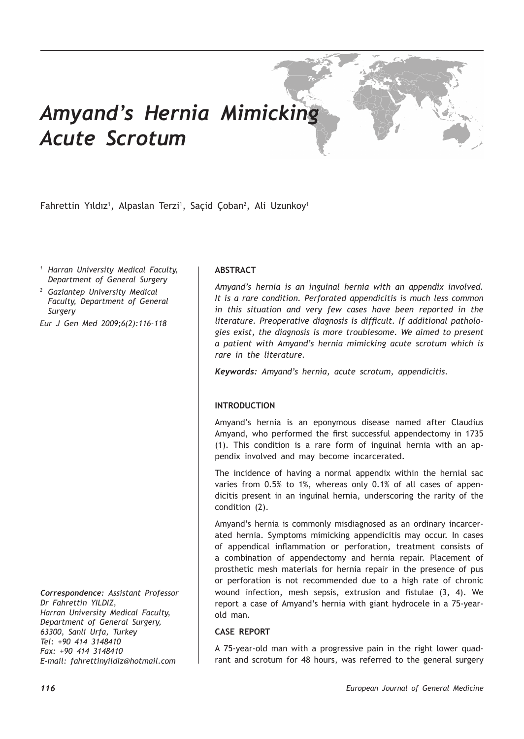# *Amyand's Hernia Mimicking Acute Scrotum*

Fahrettin Yıldız[1], Alpaslan Terzi[1], Saçid Çoban[2], Ali Uzunkoy[1]

*[1] Harran University Medical Faculty, Department of General Surgery*

*[2] Gaziantep University Medical Faculty, Department of General Surgery*

*Eur J Gen Med 2009;6(2):116-118*

***Correspondence:** Assistant Professor Dr Fahrettin YILDIZ, Harran University Medical Faculty, Department of General Surgery, 63300, Sanli Urfa, Turkey*
*Tel: +90 414 3148410*
*Fax: +90 414 3148410*
*E-mail: fahrettinyildiz@hotmail.com*

**ABSTRACT**

*Amyand's hernia is an inguinal hernia with an appendix involved. It is a rare condition. Perforated appendicitis is much less common in this situation and very few cases have been reported in the literature. Preoperative diagnosis is difficult. If additional pathologies exist, the diagnosis is more troublesome. We aimed to present a patient with Amyand's hernia mimicking acute scrotum which is rare in the literature.*

***Keywords:** Amyand's hernia, acute scrotum, appendicitis.*

**INTRODUCTION**

Amyand's hernia is an eponymous disease named after Claudius Amyand, who performed the first successful appendectomy in 1735 (1). This condition is a rare form of inguinal hernia with an appendix involved and may become incarcerated.

The incidence of having a normal appendix within the hernial sac varies from 0.5% to 1%, whereas only 0.1% of all cases of appendicitis present in an inguinal hernia, underscoring the rarity of the condition (2).

Amyand's hernia is commonly misdiagnosed as an ordinary incarcerated hernia. Symptoms mimicking appendicitis may occur. In cases of appendical inflammation or perforation, treatment consists of a combination of appendectomy and hernia repair. Placement of prosthetic mesh materials for hernia repair in the presence of pus or perforation is not recommended due to a high rate of chronic wound infection, mesh sepsis, extrusion and fistulae (3, 4). We report a case of Amyand's hernia with giant hydrocele in a 75-year-old man.

**CASE REPORT**

A 75-year-old man with a progressive pain in the right lower quadrant and scrotum for 48 hours, was referred to the general surgery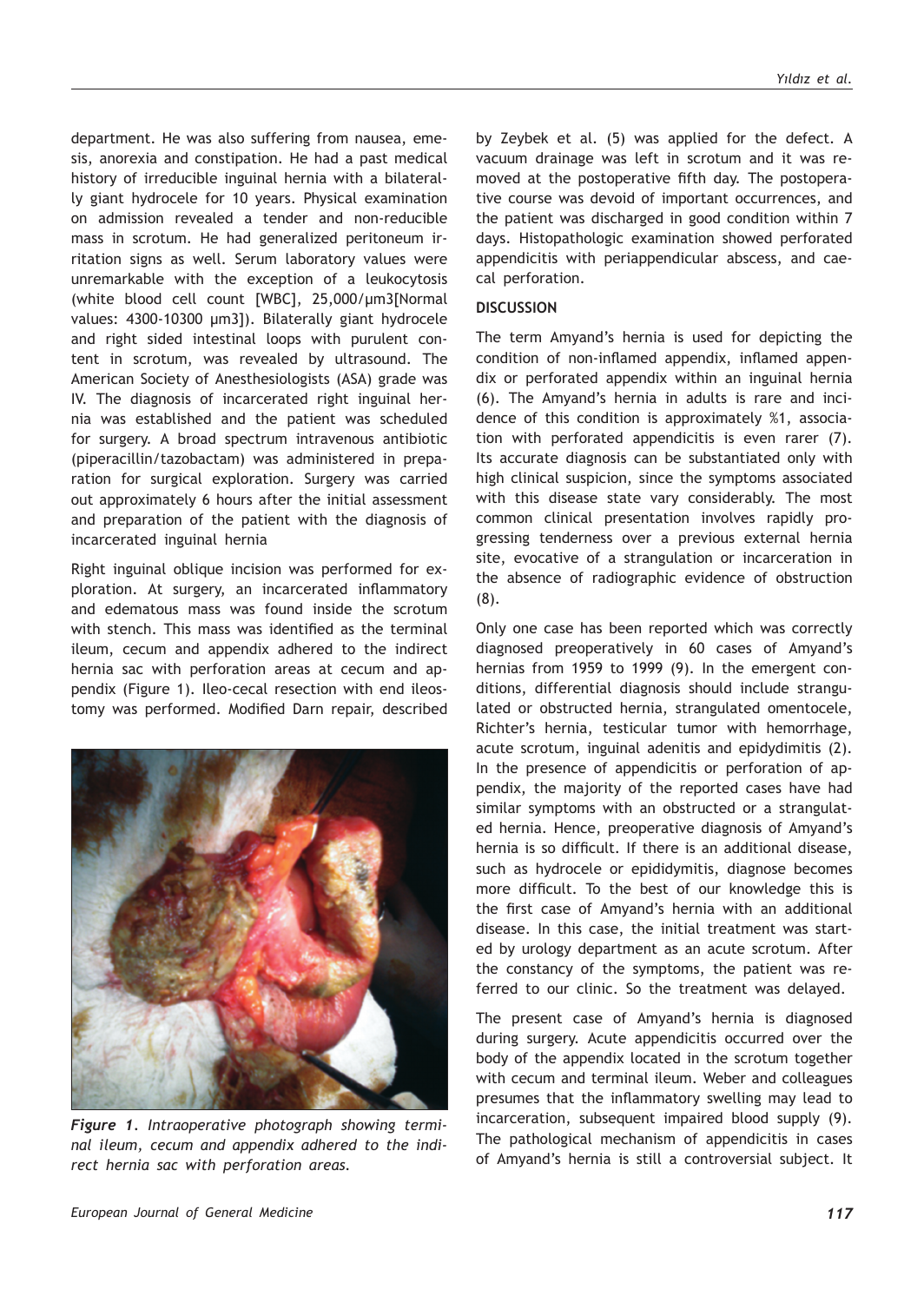department. He was also suffering from nausea, emesis, anorexia and constipation. He had a past medical history of irreducible inguinal hernia with a bilaterally giant hydrocele for 10 years. Physical examination on admission revealed a tender and non-reducible mass in scrotum. He had generalized peritoneum irritation signs as well. Serum laboratory values were unremarkable with the exception of a leukocytosis (white blood cell count [WBC], 25,000/µm3[Normal values: 4300-10300 µm3]). Bilaterally giant hydrocele and right sided intestinal loops with purulent content in scrotum, was revealed by ultrasound. The American Society of Anesthesiologists (ASA) grade was IV. The diagnosis of incarcerated right inguinal hernia was established and the patient was scheduled for surgery. A broad spectrum intravenous antibiotic (piperacillin/tazobactam) was administered in preparation for surgical exploration. Surgery was carried out approximately 6 hours after the initial assessment and preparation of the patient with the diagnosis of incarcerated inguinal hernia

Right inguinal oblique incision was performed for exploration. At surgery, an incarcerated inflammatory and edematous mass was found inside the scrotum with stench. This mass was identified as the terminal ileum, cecum and appendix adhered to the indirect hernia sac with perforation areas at cecum and appendix (Figure 1). Ileo-cecal resection with end ileostomy was performed. Modified Darn repair, described by Zeybek et al. (5) was applied for the defect. A vacuum drainage was left in scrotum and it was removed at the postoperative fifth day. The postoperative course was devoid of important occurrences, and the patient was discharged in good condition within 7 days. Histopathologic examination showed perforated appendicitis with periappendicular abscess, and caecal perforation.

*Figure 1. Intraoperative photograph showing terminal ileum, cecum and appendix adhered to the indirect hernia sac with perforation areas.*

## DISCUSSION

The term Amyand's hernia is used for depicting the condition of non-inflamed appendix, inflamed appendix or perforated appendix within an inguinal hernia (6). The Amyand's hernia in adults is rare and incidence of this condition is approximately %1, association with perforated appendicitis is even rarer (7). Its accurate diagnosis can be substantiated only with high clinical suspicion, since the symptoms associated with this disease state vary considerably. The most common clinical presentation involves rapidly progressing tenderness over a previous external hernia site, evocative of a strangulation or incarceration in the absence of radiographic evidence of obstruction (8).

Only one case has been reported which was correctly diagnosed preoperatively in 60 cases of Amyand's hernias from 1959 to 1999 (9). In the emergent conditions, differential diagnosis should include strangulated or obstructed hernia, strangulated omentocele, Richter's hernia, testicular tumor with hemorrhage, acute scrotum, inguinal adenitis and epidydimitis (2). In the presence of appendicitis or perforation of appendix, the majority of the reported cases have had similar symptoms with an obstructed or a strangulated hernia. Hence, preoperative diagnosis of Amyand's hernia is so difficult. If there is an additional disease, such as hydrocele or epididymitis, diagnose becomes more difficult. To the best of our knowledge this is the first case of Amyand's hernia with an additional disease. In this case, the initial treatment was started by urology department as an acute scrotum. After the constancy of the symptoms, the patient was referred to our clinic. So the treatment was delayed.

The present case of Amyand's hernia is diagnosed during surgery. Acute appendicitis occurred over the body of the appendix located in the scrotum together with cecum and terminal ileum. Weber and colleagues presumes that the inflammatory swelling may lead to incarceration, subsequent impaired blood supply (9). The pathological mechanism of appendicitis in cases of Amyand's hernia is still a controversial subject. It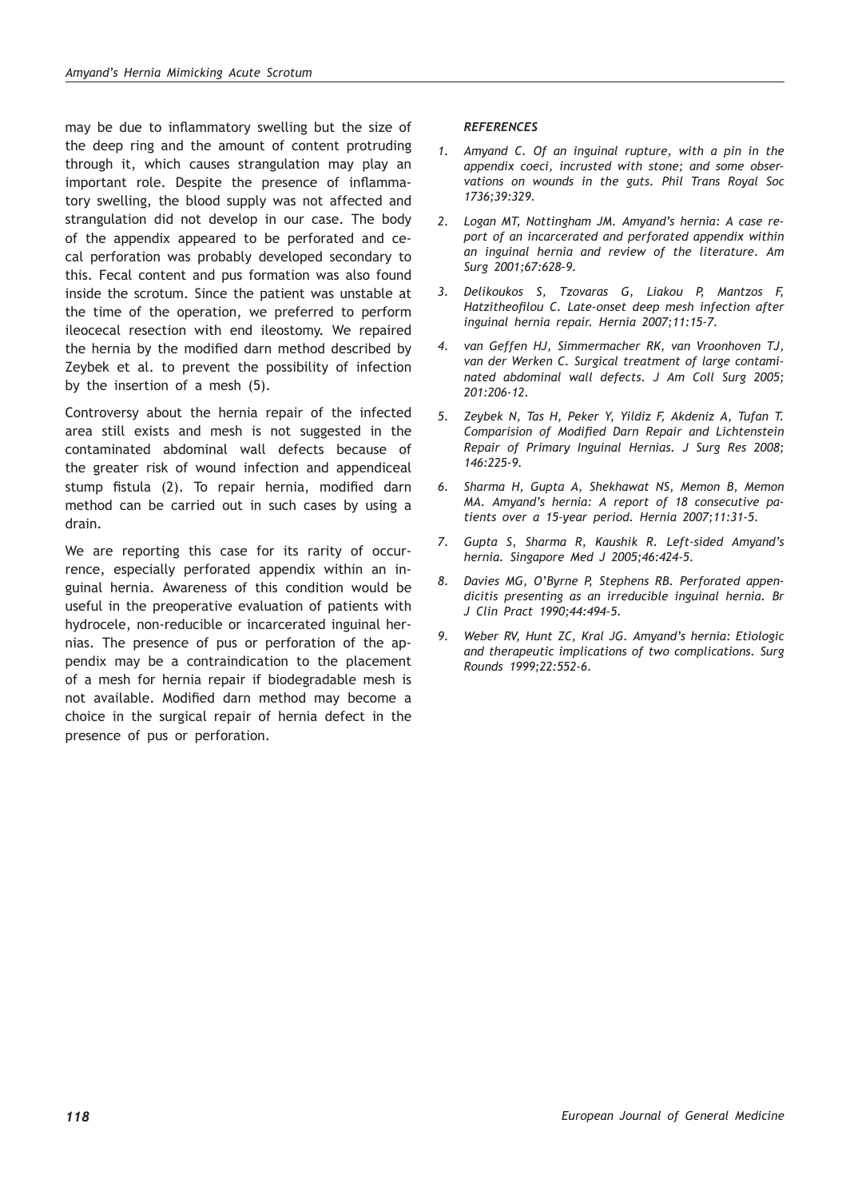may be due to inflammatory swelling but the size of the deep ring and the amount of content protruding through it, which causes strangulation may play an important role. Despite the presence of inflammatory swelling, the blood supply was not affected and strangulation did not develop in our case. The body of the appendix appeared to be perforated and cecal perforation was probably developed secondary to this. Fecal content and pus formation was also found inside the scrotum. Since the patient was unstable at the time of the operation, we preferred to perform ileocecal resection with end ileostomy. We repaired the hernia by the modified darn method described by Zeybek et al. to prevent the possibility of infection by the insertion of a mesh (5).

Controversy about the hernia repair of the infected area still exists and mesh is not suggested in the contaminated abdominal wall defects because of the greater risk of wound infection and appendiceal stump fistula (2). To repair hernia, modified darn method can be carried out in such cases by using a drain.

We are reporting this case for its rarity of occurrence, especially perforated appendix within an inguinal hernia. Awareness of this condition would be useful in the preoperative evaluation of patients with hydrocele, non-reducible or incarcerated inguinal hernias. The presence of pus or perforation of the appendix may be a contraindication to the placement of a mesh for hernia repair if biodegradable mesh is not available. Modified darn method may become a choice in the surgical repair of hernia defect in the presence of pus or perforation.

***REFERENCES***

1. *Amyand C. Of an inguinal rupture, with a pin in the appendix coeci, incrusted with stone; and some observations on wounds in the guts. Phil Trans Royal Soc 1736;39:329.*
2. *Logan MT, Nottingham JM. Amyand's hernia: A case report of an incarcerated and perforated appendix within an inguinal hernia and review of the literature. Am Surg 2001;67:628-9.*
3. *Delikoukos S, Tzovaras G, Liakou P, Mantzos F, Hatzitheofilou C. Late-onset deep mesh infection after inguinal hernia repair. Hernia 2007;11:15-7.*
4. *van Geffen HJ, Simmermacher RK, van Vroonhoven TJ, van der Werken C. Surgical treatment of large contaminated abdominal wall defects. J Am Coll Surg 2005; 201:206-12.*
5. *Zeybek N, Tas H, Peker Y, Yildiz F, Akdeniz A, Tufan T. Comparision of Modified Darn Repair and Lichtenstein Repair of Primary Inguinal Hernias. J Surg Res 2008; 146:225-9.*
6. *Sharma H, Gupta A, Shekhawat NS, Memon B, Memon MA. Amyand's hernia: A report of 18 consecutive patients over a 15-year period. Hernia 2007;11:31-5.*
7. *Gupta S, Sharma R, Kaushik R. Left-sided Amyand's hernia. Singapore Med J 2005;46:424-5.*
8. *Davies MG, O'Byrne P, Stephens RB. Perforated appendicitis presenting as an irreducible inguinal hernia. Br J Clin Pract 1990;44:494-5.*
9. *Weber RV, Hunt ZC, Kral JG. Amyand's hernia: Etiologic and therapeutic implications of two complications. Surg Rounds 1999;22:552-6.*